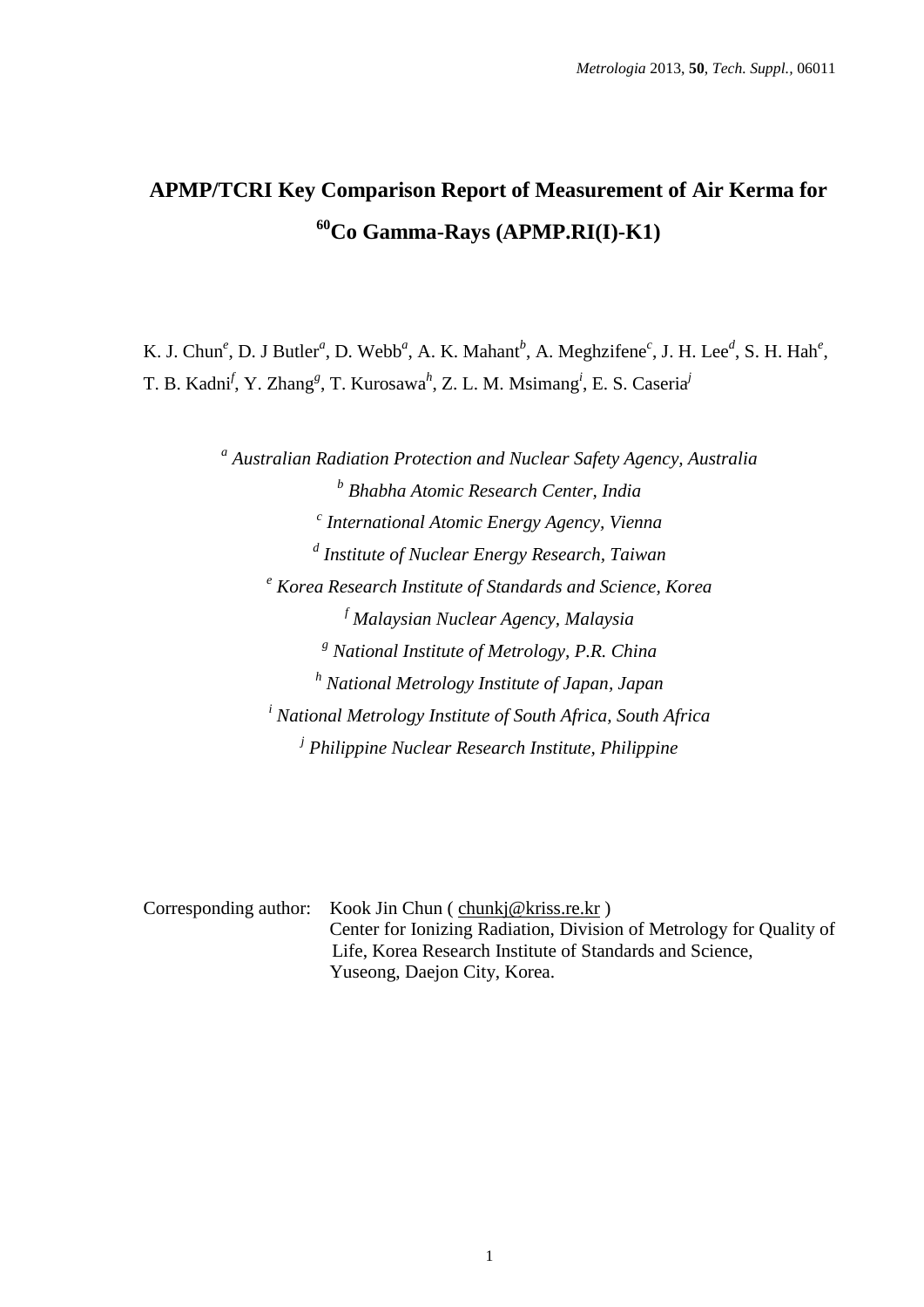# APMP/TCRI Key Comparison Report of Measurement of Air Kerma for $^{60}$Co Gamma-Rays (APMP.RI(I)-K1)

K. J. Chun[e], D. J Butler[a], D. Webb[a], A. K. Mahant[b], A. Meghzifene[c], J. H. Lee[d], S. H. Hah[e], T. B. Kadni[f], Y. Zhang[g], T. Kurosawa[h], Z. L. M. Msimang[i], E. S. Caseria[j]

[a] *Australian Radiation Protection and Nuclear Safety Agency, Australia*

[b] *Bhabha Atomic Research Center, India*

[c] *International Atomic Energy Agency, Vienna*

[d] *Institute of Nuclear Energy Research, Taiwan*

[e] *Korea Research Institute of Standards and Science, Korea*

[f] *Malaysian Nuclear Agency, Malaysia*

[g] *National Institute of Metrology, P.R. China*

[h] *National Metrology Institute of Japan, Japan*

[i] *National Metrology Institute of South Africa, South Africa*

[j] *Philippine Nuclear Research Institute, Philippine*

Corresponding author: Kook Jin Chun ( chunkj@kriss.re.kr )
Center for Ionizing Radiation, Division of Metrology for Quality of Life, Korea Research Institute of Standards and Science, Yuseong, Daejon City, Korea.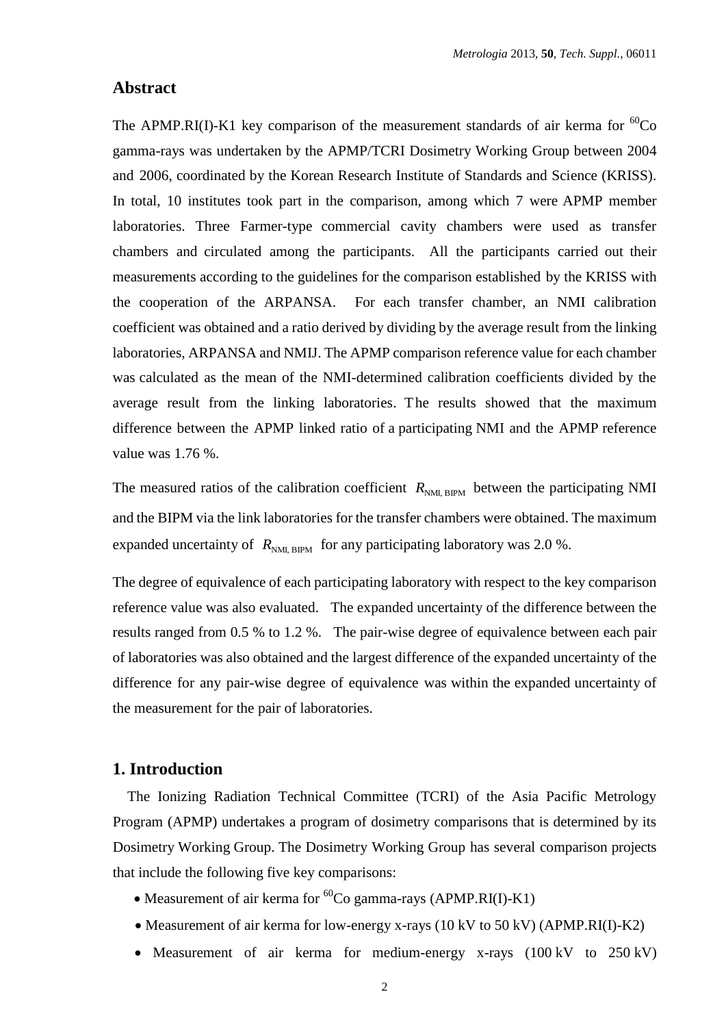## Abstract

The APMP.RI(I)-K1 key comparison of the measurement standards of air kerma for $^{60}$Co gamma-rays was undertaken by the APMP/TCRI Dosimetry Working Group between 2004 and 2006, coordinated by the Korean Research Institute of Standards and Science (KRISS). In total, 10 institutes took part in the comparison, among which 7 were APMP member laboratories. Three Farmer-type commercial cavity chambers were used as transfer chambers and circulated among the participants. All the participants carried out their measurements according to the guidelines for the comparison established by the KRISS with the cooperation of the ARPANSA. For each transfer chamber, an NMI calibration coefficient was obtained and a ratio derived by dividing by the average result from the linking laboratories, ARPANSA and NMIJ. The APMP comparison reference value for each chamber was calculated as the mean of the NMI-determined calibration coefficients divided by the average result from the linking laboratories. The results showed that the maximum difference between the APMP linked ratio of a participating NMI and the APMP reference value was 1.76 %.

The measured ratios of the calibration coefficient $R_{\mathrm{NMI,\,BIPM}}$ between the participating NMI and the BIPM via the link laboratories for the transfer chambers were obtained. The maximum expanded uncertainty of $R_{\mathrm{NMI,\,BIPM}}$ for any participating laboratory was 2.0 %.

The degree of equivalence of each participating laboratory with respect to the key comparison reference value was also evaluated. The expanded uncertainty of the difference between the results ranged from 0.5 % to 1.2 %. The pair-wise degree of equivalence between each pair of laboratories was also obtained and the largest difference of the expanded uncertainty of the difference for any pair-wise degree of equivalence was within the expanded uncertainty of the measurement for the pair of laboratories.

## 1. Introduction

The Ionizing Radiation Technical Committee (TCRI) of the Asia Pacific Metrology Program (APMP) undertakes a program of dosimetry comparisons that is determined by its Dosimetry Working Group. The Dosimetry Working Group has several comparison projects that include the following five key comparisons:

- Measurement of air kerma for $^{60}$Co gamma-rays (APMP.RI(I)-K1)
- Measurement of air kerma for low-energy x-rays (10 kV to 50 kV) (APMP.RI(I)-K2)
- Measurement of air kerma for medium-energy x-rays (100 kV to 250 kV)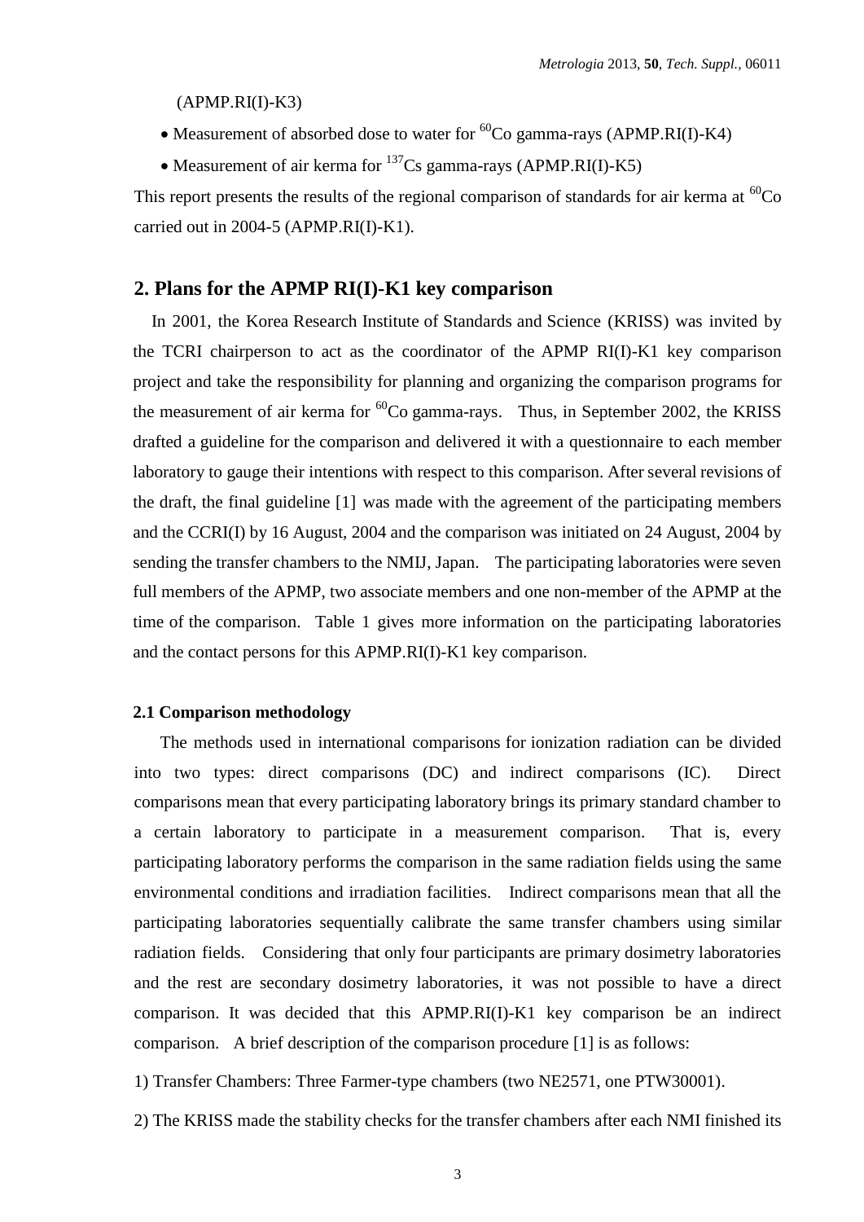(APMP.RI(I)-K3)

- Measurement of absorbed dose to water for $^{60}$Co gamma-rays (APMP.RI(I)-K4)
- Measurement of air kerma for $^{137}$Cs gamma-rays (APMP.RI(I)-K5)

This report presents the results of the regional comparison of standards for air kerma at $^{60}$Co carried out in 2004-5 (APMP.RI(I)-K1).

## 2. Plans for the APMP RI(I)-K1 key comparison

In 2001, the Korea Research Institute of Standards and Science (KRISS) was invited by the TCRI chairperson to act as the coordinator of the APMP RI(I)-K1 key comparison project and take the responsibility for planning and organizing the comparison programs for the measurement of air kerma for $^{60}$Co gamma-rays. Thus, in September 2002, the KRISS drafted a guideline for the comparison and delivered it with a questionnaire to each member laboratory to gauge their intentions with respect to this comparison. After several revisions of the draft, the final guideline [1] was made with the agreement of the participating members and the CCRI(I) by 16 August, 2004 and the comparison was initiated on 24 August, 2004 by sending the transfer chambers to the NMIJ, Japan. The participating laboratories were seven full members of the APMP, two associate members and one non-member of the APMP at the time of the comparison. Table 1 gives more information on the participating laboratories and the contact persons for this APMP.RI(I)-K1 key comparison.

### 2.1 Comparison methodology

The methods used in international comparisons for ionization radiation can be divided into two types: direct comparisons (DC) and indirect comparisons (IC). Direct comparisons mean that every participating laboratory brings its primary standard chamber to a certain laboratory to participate in a measurement comparison. That is, every participating laboratory performs the comparison in the same radiation fields using the same environmental conditions and irradiation facilities. Indirect comparisons mean that all the participating laboratories sequentially calibrate the same transfer chambers using similar radiation fields. Considering that only four participants are primary dosimetry laboratories and the rest are secondary dosimetry laboratories, it was not possible to have a direct comparison. It was decided that this APMP.RI(I)-K1 key comparison be an indirect comparison. A brief description of the comparison procedure [1] is as follows:

1) Transfer Chambers: Three Farmer-type chambers (two NE2571, one PTW30001).

2) The KRISS made the stability checks for the transfer chambers after each NMI finished its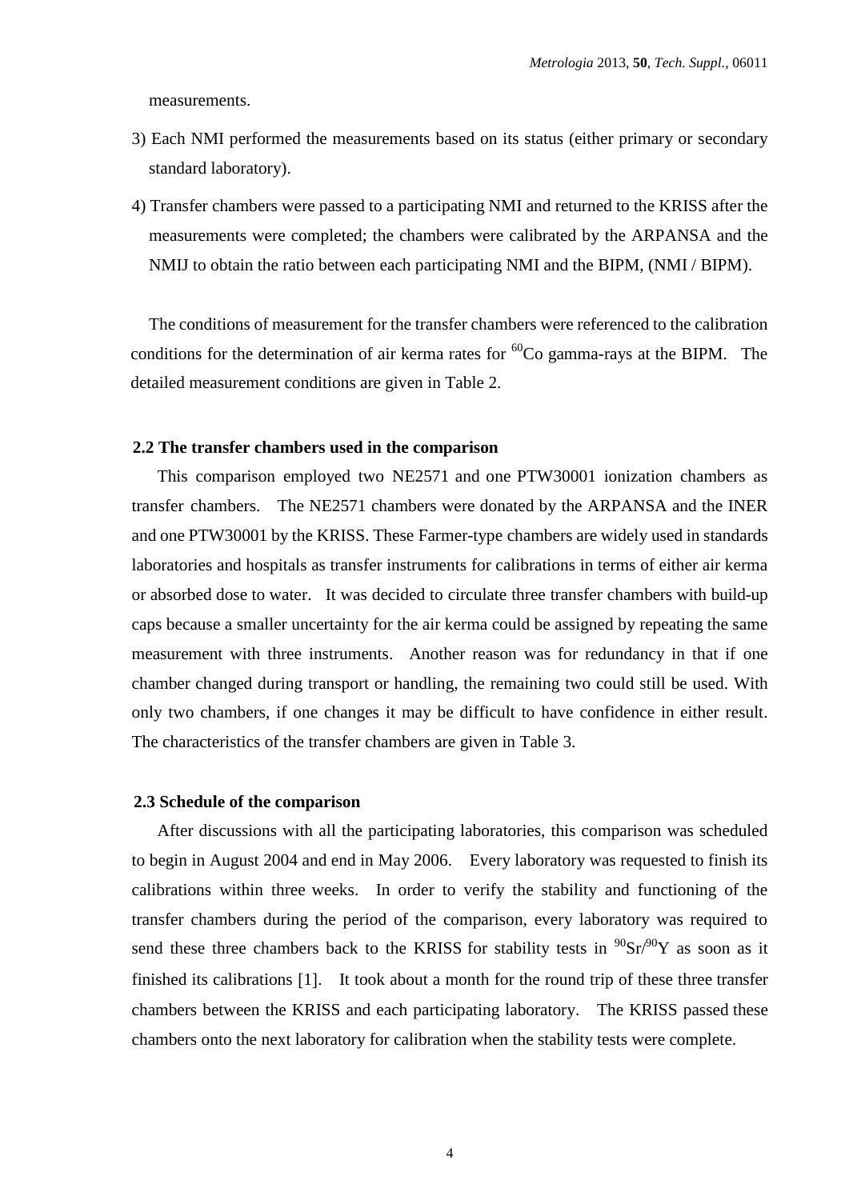measurements.

3) Each NMI performed the measurements based on its status (either primary or secondary standard laboratory).

4) Transfer chambers were passed to a participating NMI and returned to the KRISS after the measurements were completed; the chambers were calibrated by the ARPANSA and the NMIJ to obtain the ratio between each participating NMI and the BIPM, (NMI / BIPM).

The conditions of measurement for the transfer chambers were referenced to the calibration conditions for the determination of air kerma rates for $^{60}$Co gamma-rays at the BIPM. The detailed measurement conditions are given in Table 2.

### 2.2 The transfer chambers used in the comparison

This comparison employed two NE2571 and one PTW30001 ionization chambers as transfer chambers. The NE2571 chambers were donated by the ARPANSA and the INER and one PTW30001 by the KRISS. These Farmer-type chambers are widely used in standards laboratories and hospitals as transfer instruments for calibrations in terms of either air kerma or absorbed dose to water. It was decided to circulate three transfer chambers with build-up caps because a smaller uncertainty for the air kerma could be assigned by repeating the same measurement with three instruments. Another reason was for redundancy in that if one chamber changed during transport or handling, the remaining two could still be used. With only two chambers, if one changes it may be difficult to have confidence in either result. The characteristics of the transfer chambers are given in Table 3.

### 2.3 Schedule of the comparison

After discussions with all the participating laboratories, this comparison was scheduled to begin in August 2004 and end in May 2006. Every laboratory was requested to finish its calibrations within three weeks. In order to verify the stability and functioning of the transfer chambers during the period of the comparison, every laboratory was required to send these three chambers back to the KRISS for stability tests in $^{90}$Sr/$^{90}$Y as soon as it finished its calibrations [1]. It took about a month for the round trip of these three transfer chambers between the KRISS and each participating laboratory. The KRISS passed these chambers onto the next laboratory for calibration when the stability tests were complete.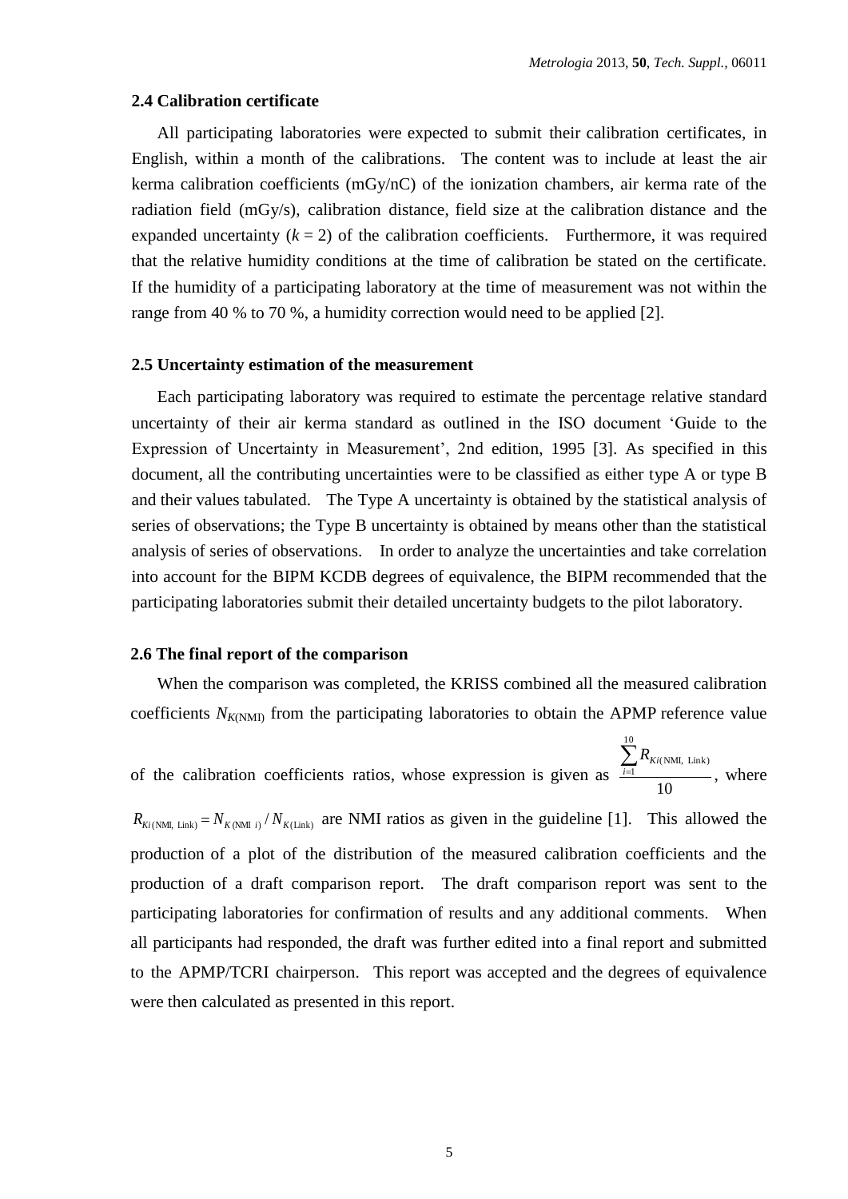### 2.4 Calibration certificate

All participating laboratories were expected to submit their calibration certificates, in English, within a month of the calibrations. The content was to include at least the air kerma calibration coefficients (mGy/nC) of the ionization chambers, air kerma rate of the radiation field (mGy/s), calibration distance, field size at the calibration distance and the expanded uncertainty ($k = 2$) of the calibration coefficients. Furthermore, it was required that the relative humidity conditions at the time of calibration be stated on the certificate. If the humidity of a participating laboratory at the time of measurement was not within the range from 40 % to 70 %, a humidity correction would need to be applied [2].

### 2.5 Uncertainty estimation of the measurement

Each participating laboratory was required to estimate the percentage relative standard uncertainty of their air kerma standard as outlined in the ISO document 'Guide to the Expression of Uncertainty in Measurement', 2nd edition, 1995 [3]. As specified in this document, all the contributing uncertainties were to be classified as either type A or type B and their values tabulated. The Type A uncertainty is obtained by the statistical analysis of series of observations; the Type B uncertainty is obtained by means other than the statistical analysis of series of observations. In order to analyze the uncertainties and take correlation into account for the BIPM KCDB degrees of equivalence, the BIPM recommended that the participating laboratories submit their detailed uncertainty budgets to the pilot laboratory.

### 2.6 The final report of the comparison

When the comparison was completed, the KRISS combined all the measured calibration coefficients $N_{K(\text{NMI})}$ from the participating laboratories to obtain the APMP reference value of the calibration coefficients ratios, whose expression is given as $\frac{\sum_{i=1}^{10} R_{Ki(\text{NMI, Link})}}{10}$, where $R_{Ki(\text{NMI, Link})} = N_{K(\text{NMI } i)} / N_{K(\text{Link})}$ are NMI ratios as given in the guideline [1]. This allowed the production of a plot of the distribution of the measured calibration coefficients and the production of a draft comparison report. The draft comparison report was sent to the participating laboratories for confirmation of results and any additional comments. When all participants had responded, the draft was further edited into a final report and submitted to the APMP/TCRI chairperson. This report was accepted and the degrees of equivalence were then calculated as presented in this report.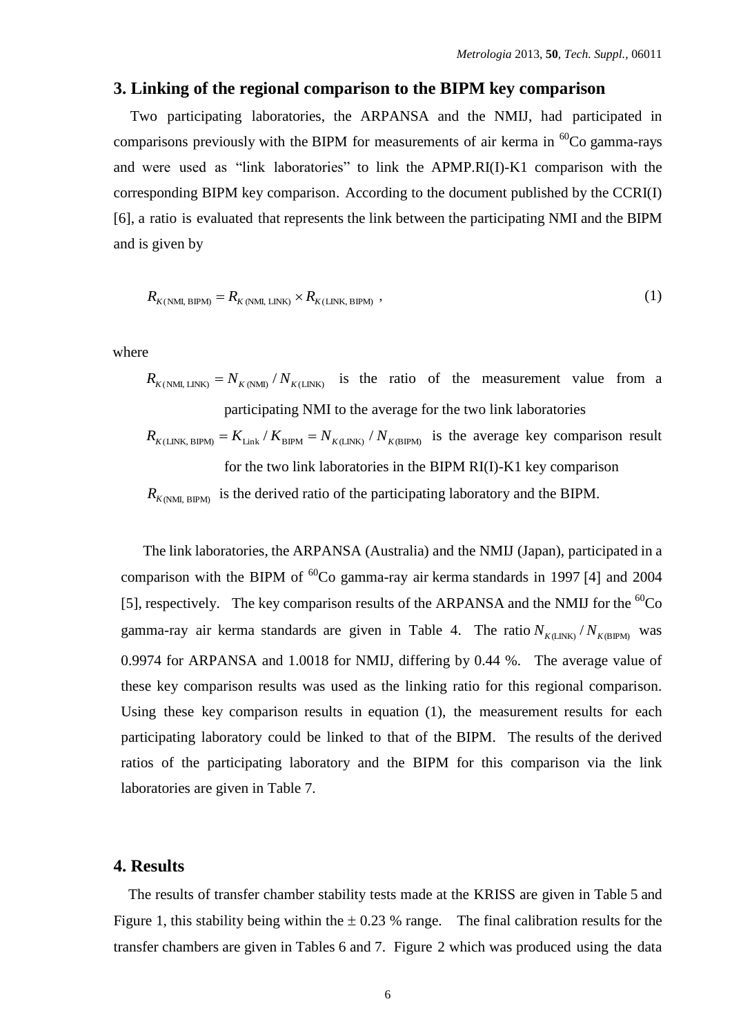## 3. Linking of the regional comparison to the BIPM key comparison

Two participating laboratories, the ARPANSA and the NMIJ, had participated in comparisons previously with the BIPM for measurements of air kerma in $^{60}$Co gamma-rays and were used as "link laboratories" to link the APMP.RI(I)-K1 comparison with the corresponding BIPM key comparison. According to the document published by the CCRI(I) [6], a ratio is evaluated that represents the link between the participating NMI and the BIPM and is given by

$$R_{K(\text{NMI, BIPM})} = R_{K(\text{NMI, LINK})} \times R_{K(\text{LINK, BIPM})} \ , \tag{1}$$

where

$R_{K(\text{NMI, LINK})} = N_{K(\text{NMI})} / N_{K(\text{LINK})}$ is the ratio of the measurement value from a participating NMI to the average for the two link laboratories

$R_{K(\text{LINK, BIPM})} = K_{\text{Link}} / K_{\text{BIPM}} = N_{K(\text{LINK})} / N_{K(\text{BIPM})}$ is the average key comparison result for the two link laboratories in the BIPM RI(I)-K1 key comparison

$R_{K(\text{NMI, BIPM})}$ is the derived ratio of the participating laboratory and the BIPM.

The link laboratories, the ARPANSA (Australia) and the NMIJ (Japan), participated in a comparison with the BIPM of $^{60}$Co gamma-ray air kerma standards in 1997 [4] and 2004 [5], respectively. The key comparison results of the ARPANSA and the NMIJ for the $^{60}$Co gamma-ray air kerma standards are given in Table 4. The ratio $N_{K(\text{LINK})} / N_{K(\text{BIPM})}$ was 0.9974 for ARPANSA and 1.0018 for NMIJ, differing by 0.44 %. The average value of these key comparison results was used as the linking ratio for this regional comparison. Using these key comparison results in equation (1), the measurement results for each participating laboratory could be linked to that of the BIPM. The results of the derived ratios of the participating laboratory and the BIPM for this comparison via the link laboratories are given in Table 7.

## 4. Results

The results of transfer chamber stability tests made at the KRISS are given in Table 5 and Figure 1, this stability being within the ± 0.23 % range. The final calibration results for the transfer chambers are given in Tables 6 and 7. Figure 2 which was produced using the data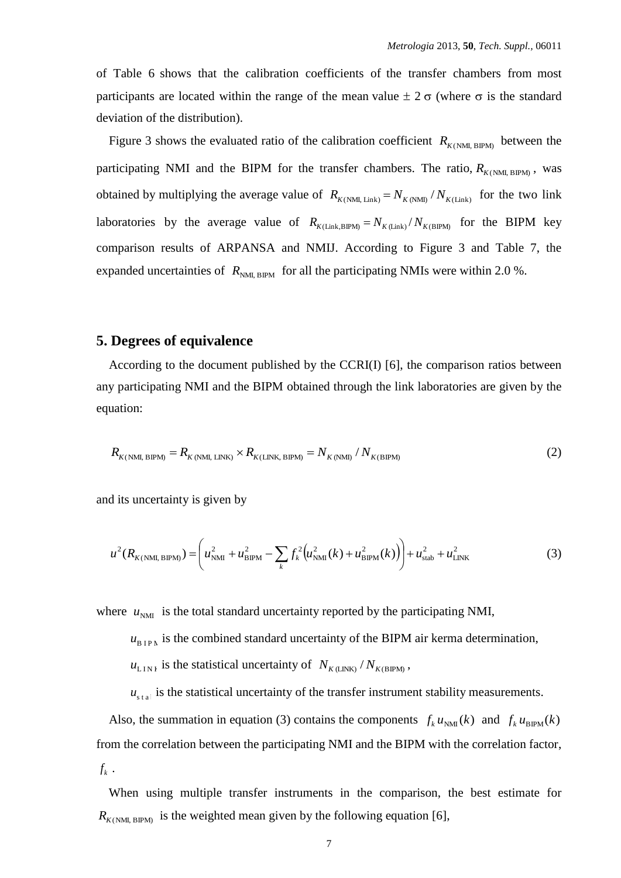of Table 6 shows that the calibration coefficients of the transfer chambers from most participants are located within the range of the mean value ± 2 σ (where σ is the standard deviation of the distribution).

Figure 3 shows the evaluated ratio of the calibration coefficient $R_{K(\text{NMI, BIPM})}$ between the participating NMI and the BIPM for the transfer chambers. The ratio, $R_{K(\text{NMI, BIPM})}$, was obtained by multiplying the average value of $R_{K(\text{NMI, Link})} = N_{K(\text{NMI})} / N_{K(\text{Link})}$ for the two link laboratories by the average value of $R_{K(\text{Link,BIPM})} = N_{K(\text{Link})} / N_{K(\text{BIPM})}$ for the BIPM key comparison results of ARPANSA and NMIJ. According to Figure 3 and Table 7, the expanded uncertainties of $R_{\text{NMI, BIPM}}$ for all the participating NMIs were within 2.0 %.

## 5. Degrees of equivalence

According to the document published by the CCRI(I) [6], the comparison ratios between any participating NMI and the BIPM obtained through the link laboratories are given by the equation:

$$R_{K(\text{NMI, BIPM})} = R_{K(\text{NMI, LINK})} \times R_{K(\text{LINK, BIPM})} = N_{K(\text{NMI})} / N_{K(\text{BIPM})} \tag{2}$$

and its uncertainty is given by

$$u^2(R_{K(\text{NMI, BIPM})}) = \left( u_{\text{NMI}}^2 + u_{\text{BIPM}}^2 - \sum_k f_k^2 \left( u_{\text{NMI}}^2(k) + u_{\text{BIPM}}^2(k) \right) \right) + u_{\text{stab}}^2 + u_{\text{LINK}}^2 \tag{3}$$

where $u_{\text{NMI}}$ is the total standard uncertainty reported by the participating NMI,

$u_{\text{BIPM}}$ is the combined standard uncertainty of the BIPM air kerma determination,

$u_{\text{LINK}}$ is the statistical uncertainty of $N_{K(\text{LINK})} / N_{K(\text{BIPM})}$,

$u_{\text{stab}}$ is the statistical uncertainty of the transfer instrument stability measurements.

Also, the summation in equation (3) contains the components $f_k u_{\text{NMI}}(k)$ and $f_k u_{\text{BIPM}}(k)$ from the correlation between the participating NMI and the BIPM with the correlation factor, $f_k$.

When using multiple transfer instruments in the comparison, the best estimate for $R_{K(\text{NMI, BIPM})}$ is the weighted mean given by the following equation [6],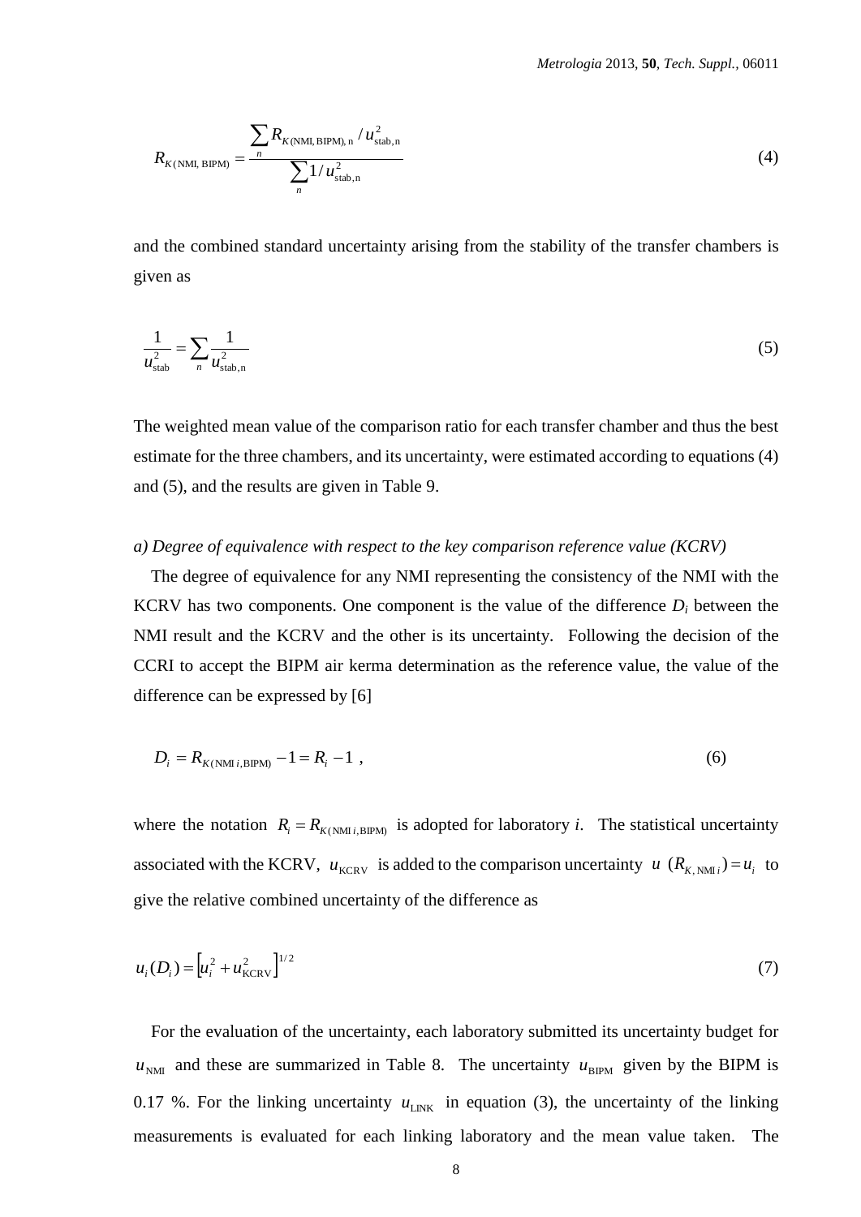$$R_{K(\mathrm{NMI,\,BIPM})} = \frac{\sum_n R_{K(\mathrm{NMI,\,BIPM}),\,\mathrm{n}} / u^2_{\mathrm{stab,n}}}{\sum_n 1/u^2_{\mathrm{stab,n}}} \tag{4}$$

and the combined standard uncertainty arising from the stability of the transfer chambers is given as

$$\frac{1}{u^2_{\mathrm{stab}}} = \sum_n \frac{1}{u^2_{\mathrm{stab,n}}} \tag{5}$$

The weighted mean value of the comparison ratio for each transfer chamber and thus the best estimate for the three chambers, and its uncertainty, were estimated according to equations (4) and (5), and the results are given in Table 9.

*a) Degree of equivalence with respect to the key comparison reference value (KCRV)*

The degree of equivalence for any NMI representing the consistency of the NMI with the KCRV has two components. One component is the value of the difference $D_i$ between the NMI result and the KCRV and the other is its uncertainty. Following the decision of the CCRI to accept the BIPM air kerma determination as the reference value, the value of the difference can be expressed by [6]

$$D_i = R_{K(\mathrm{NMI}\,i,\mathrm{BIPM})} - 1 = R_i - 1 \ , \tag{6}$$

where the notation $R_i = R_{K(\mathrm{NMI}\,i,\mathrm{BIPM})}$ is adopted for laboratory *i*. The statistical uncertainty associated with the KCRV, $u_{\mathrm{KCRV}}$ is added to the comparison uncertainty $u\ (R_{K,\,\mathrm{NMI}\,i}) = u_i$ to give the relative combined uncertainty of the difference as

$$u_i(D_i) = \left[u_i^2 + u^2_{\mathrm{KCRV}}\right]^{1/2} \tag{7}$$

For the evaluation of the uncertainty, each laboratory submitted its uncertainty budget for $u_{\mathrm{NMI}}$ and these are summarized in Table 8. The uncertainty $u_{\mathrm{BIPM}}$ given by the BIPM is 0.17 %. For the linking uncertainty $u_{\mathrm{LINK}}$ in equation (3), the uncertainty of the linking measurements is evaluated for each linking laboratory and the mean value taken. The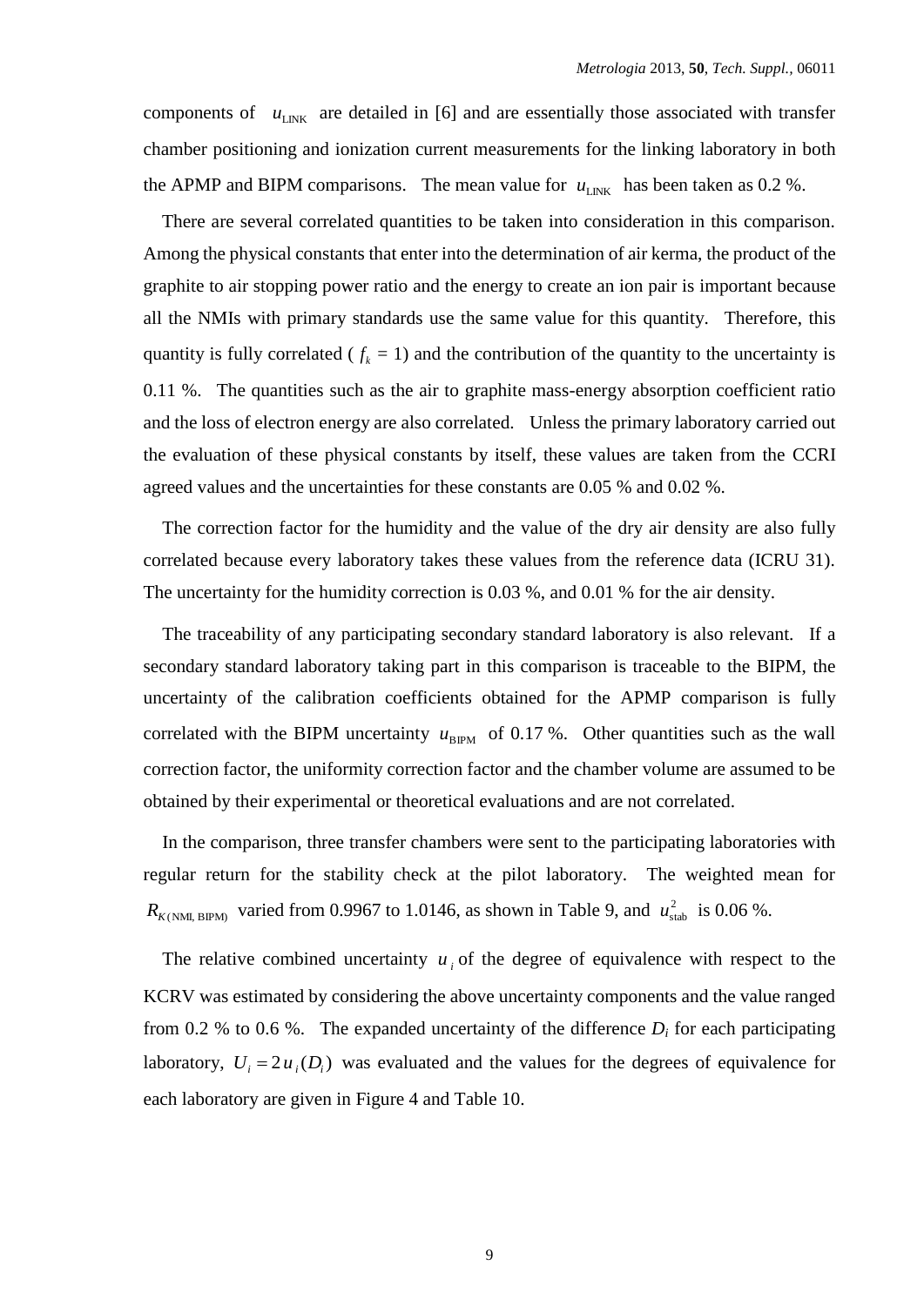components of $u_{\text{LINK}}$ are detailed in [6] and are essentially those associated with transfer chamber positioning and ionization current measurements for the linking laboratory in both the APMP and BIPM comparisons. The mean value for $u_{\text{LINK}}$ has been taken as 0.2 %.

There are several correlated quantities to be taken into consideration in this comparison. Among the physical constants that enter into the determination of air kerma, the product of the graphite to air stopping power ratio and the energy to create an ion pair is important because all the NMIs with primary standards use the same value for this quantity. Therefore, this quantity is fully correlated ( $f_k$ = 1) and the contribution of the quantity to the uncertainty is 0.11 %. The quantities such as the air to graphite mass-energy absorption coefficient ratio and the loss of electron energy are also correlated. Unless the primary laboratory carried out the evaluation of these physical constants by itself, these values are taken from the CCRI agreed values and the uncertainties for these constants are 0.05 % and 0.02 %.

The correction factor for the humidity and the value of the dry air density are also fully correlated because every laboratory takes these values from the reference data (ICRU 31). The uncertainty for the humidity correction is 0.03 %, and 0.01 % for the air density.

The traceability of any participating secondary standard laboratory is also relevant. If a secondary standard laboratory taking part in this comparison is traceable to the BIPM, the uncertainty of the calibration coefficients obtained for the APMP comparison is fully correlated with the BIPM uncertainty $u_{\text{BIPM}}$ of 0.17 %. Other quantities such as the wall correction factor, the uniformity correction factor and the chamber volume are assumed to be obtained by their experimental or theoretical evaluations and are not correlated.

In the comparison, three transfer chambers were sent to the participating laboratories with regular return for the stability check at the pilot laboratory. The weighted mean for $R_{K(\text{NMI, BIPM})}$ varied from 0.9967 to 1.0146, as shown in Table 9, and $u_{\text{stab}}^2$ is 0.06 %.

The relative combined uncertainty $u_i$ of the degree of equivalence with respect to the KCRV was estimated by considering the above uncertainty components and the value ranged from 0.2 % to 0.6 %. The expanded uncertainty of the difference $D_i$ for each participating laboratory, $U_i = 2\,u_i(D_i)$ was evaluated and the values for the degrees of equivalence for each laboratory are given in Figure 4 and Table 10.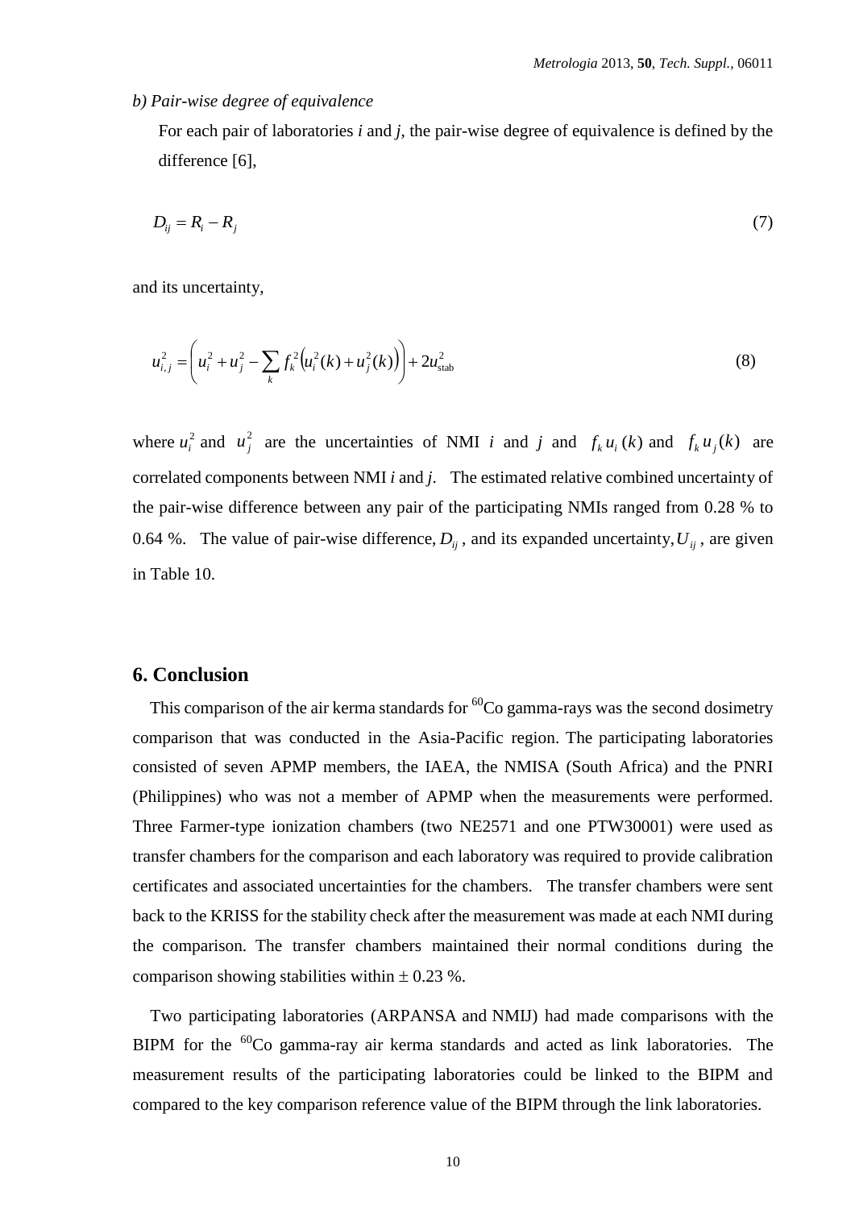*b) Pair-wise degree of equivalence*

For each pair of laboratories *i* and *j*, the pair-wise degree of equivalence is defined by the difference [6],

$$D_{ij} = R_i - R_j \tag{7}$$

and its uncertainty,

$$u_{i,j}^2 = \left( u_i^2 + u_j^2 - \sum_k f_k^2 \left( u_i^2(k) + u_j^2(k) \right) \right) + 2u_{\text{stab}}^2 \tag{8}$$

where $u_i^2$ and $u_j^2$ are the uncertainties of NMI *i* and *j* and $f_k u_i(k)$ and $f_k u_j(k)$ are correlated components between NMI *i* and *j*. The estimated relative combined uncertainty of the pair-wise difference between any pair of the participating NMIs ranged from 0.28 % to 0.64 %. The value of pair-wise difference, $D_{ij}$, and its expanded uncertainty, $U_{ij}$, are given in Table 10.

## 6. Conclusion

This comparison of the air kerma standards for $^{60}$Co gamma-rays was the second dosimetry comparison that was conducted in the Asia-Pacific region. The participating laboratories consisted of seven APMP members, the IAEA, the NMISA (South Africa) and the PNRI (Philippines) who was not a member of APMP when the measurements were performed. Three Farmer-type ionization chambers (two NE2571 and one PTW30001) were used as transfer chambers for the comparison and each laboratory was required to provide calibration certificates and associated uncertainties for the chambers. The transfer chambers were sent back to the KRISS for the stability check after the measurement was made at each NMI during the comparison. The transfer chambers maintained their normal conditions during the comparison showing stabilities within $\pm$ 0.23 %.

Two participating laboratories (ARPANSA and NMIJ) had made comparisons with the BIPM for the $^{60}$Co gamma-ray air kerma standards and acted as link laboratories. The measurement results of the participating laboratories could be linked to the BIPM and compared to the key comparison reference value of the BIPM through the link laboratories.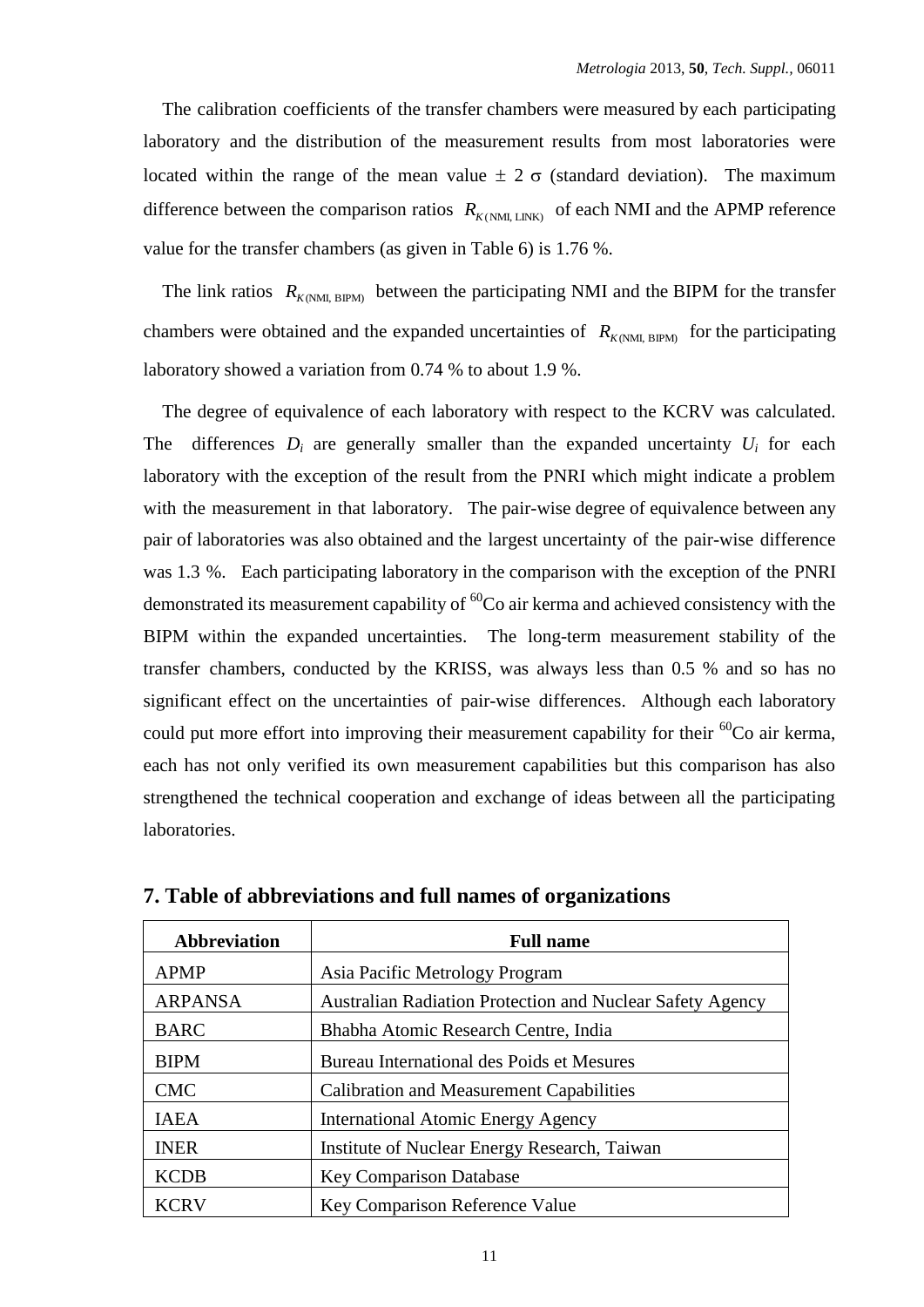The calibration coefficients of the transfer chambers were measured by each participating laboratory and the distribution of the measurement results from most laboratories were located within the range of the mean value ± 2 σ (standard deviation). The maximum difference between the comparison ratios $R_{K(\text{NMI, LINK})}$ of each NMI and the APMP reference value for the transfer chambers (as given in Table 6) is 1.76 %.

The link ratios $R_{K(\text{NMI, BIPM})}$ between the participating NMI and the BIPM for the transfer chambers were obtained and the expanded uncertainties of $R_{K(\text{NMI, BIPM})}$ for the participating laboratory showed a variation from 0.74 % to about 1.9 %.

The degree of equivalence of each laboratory with respect to the KCRV was calculated. The differences $D_i$ are generally smaller than the expanded uncertainty $U_i$ for each laboratory with the exception of the result from the PNRI which might indicate a problem with the measurement in that laboratory. The pair-wise degree of equivalence between any pair of laboratories was also obtained and the largest uncertainty of the pair-wise difference was 1.3 %. Each participating laboratory in the comparison with the exception of the PNRI demonstrated its measurement capability of $^{60}$Co air kerma and achieved consistency with the BIPM within the expanded uncertainties. The long-term measurement stability of the transfer chambers, conducted by the KRISS, was always less than 0.5 % and so has no significant effect on the uncertainties of pair-wise differences. Although each laboratory could put more effort into improving their measurement capability for their $^{60}$Co air kerma, each has not only verified its own measurement capabilities but this comparison has also strengthened the technical cooperation and exchange of ideas between all the participating laboratories.

## 7. Table of abbreviations and full names of organizations

| Abbreviation | Full name |
|---|---|
| APMP | Asia Pacific Metrology Program |
| ARPANSA | Australian Radiation Protection and Nuclear Safety Agency |
| BARC | Bhabha Atomic Research Centre, India |
| BIPM | Bureau International des Poids et Mesures |
| CMC | Calibration and Measurement Capabilities |
| IAEA | International Atomic Energy Agency |
| INER | Institute of Nuclear Energy Research, Taiwan |
| KCDB | Key Comparison Database |
| KCRV | Key Comparison Reference Value |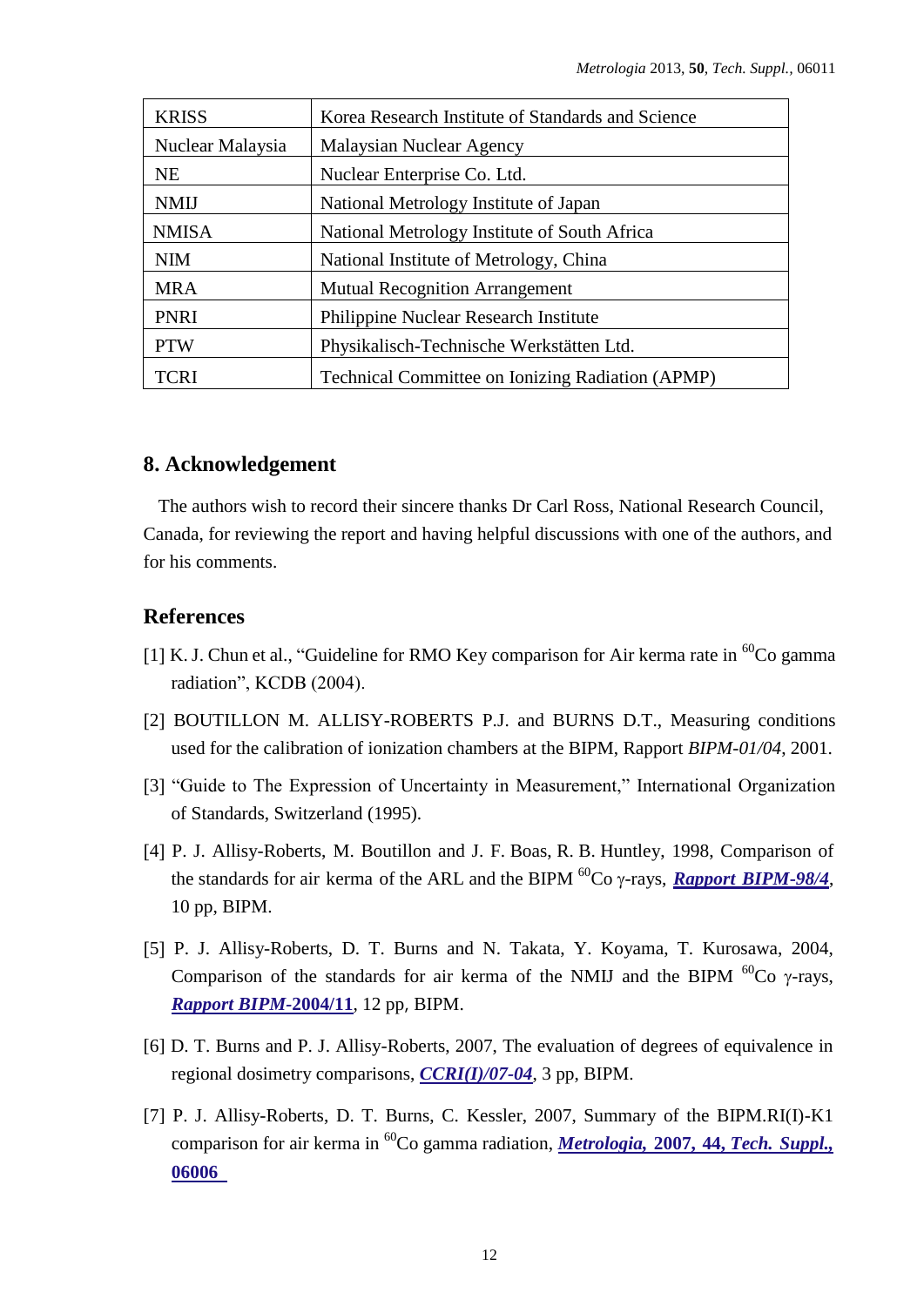| KRISS | Korea Research Institute of Standards and Science |
| --- | --- |
| Nuclear Malaysia | Malaysian Nuclear Agency |
| NE | Nuclear Enterprise Co. Ltd. |
| NMIJ | National Metrology Institute of Japan |
| NMISA | National Metrology Institute of South Africa |
| NIM | National Institute of Metrology, China |
| MRA | Mutual Recognition Arrangement |
| PNRI | Philippine Nuclear Research Institute |
| PTW | Physikalisch-Technische Werkstätten Ltd. |
| TCRI | Technical Committee on Ionizing Radiation (APMP) |

## 8. Acknowledgement

The authors wish to record their sincere thanks Dr Carl Ross, National Research Council, Canada, for reviewing the report and having helpful discussions with one of the authors, and for his comments.

## References

[1] K. J. Chun et al., "Guideline for RMO Key comparison for Air kerma rate in $^{60}$Co gamma radiation", KCDB (2004).

[2] BOUTILLON M. ALLISY-ROBERTS P.J. and BURNS D.T., Measuring conditions used for the calibration of ionization chambers at the BIPM, Rapport *BIPM-01/04*, 2001.

[3] "Guide to The Expression of Uncertainty in Measurement," International Organization of Standards, Switzerland (1995).

[4] P. J. Allisy-Roberts, M. Boutillon and J. F. Boas, R. B. Huntley, 1998, Comparison of the standards for air kerma of the ARL and the BIPM $^{60}$Co γ-rays, ***Rapport BIPM-98/4***, 10 pp, BIPM.

[5] P. J. Allisy-Roberts, D. T. Burns and N. Takata, Y. Koyama, T. Kurosawa, 2004, Comparison of the standards for air kerma of the NMIJ and the BIPM $^{60}$Co γ-rays, ***Rapport BIPM*-2004/11**, 12 pp, BIPM.

[6] D. T. Burns and P. J. Allisy-Roberts, 2007, The evaluation of degrees of equivalence in regional dosimetry comparisons, ***CCRI(I)/07-04***, 3 pp, BIPM.

[7] P. J. Allisy-Roberts, D. T. Burns, C. Kessler, 2007, Summary of the BIPM.RI(I)-K1 comparison for air kerma in $^{60}$Co gamma radiation, ***Metrologia*, 2007, 44, *Tech. Suppl.*, 06006**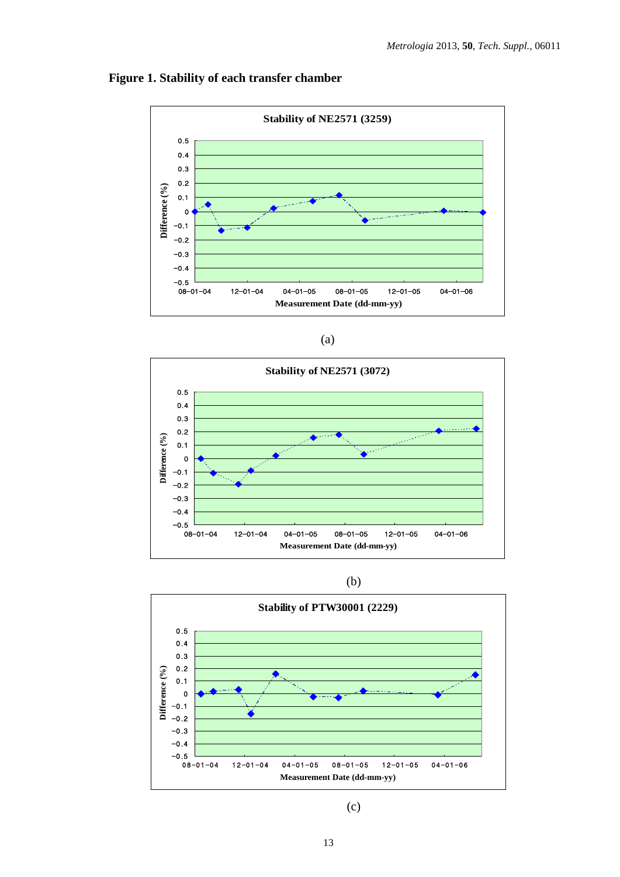**Figure 1. Stability of each transfer chamber**

(a)

(b)

(c)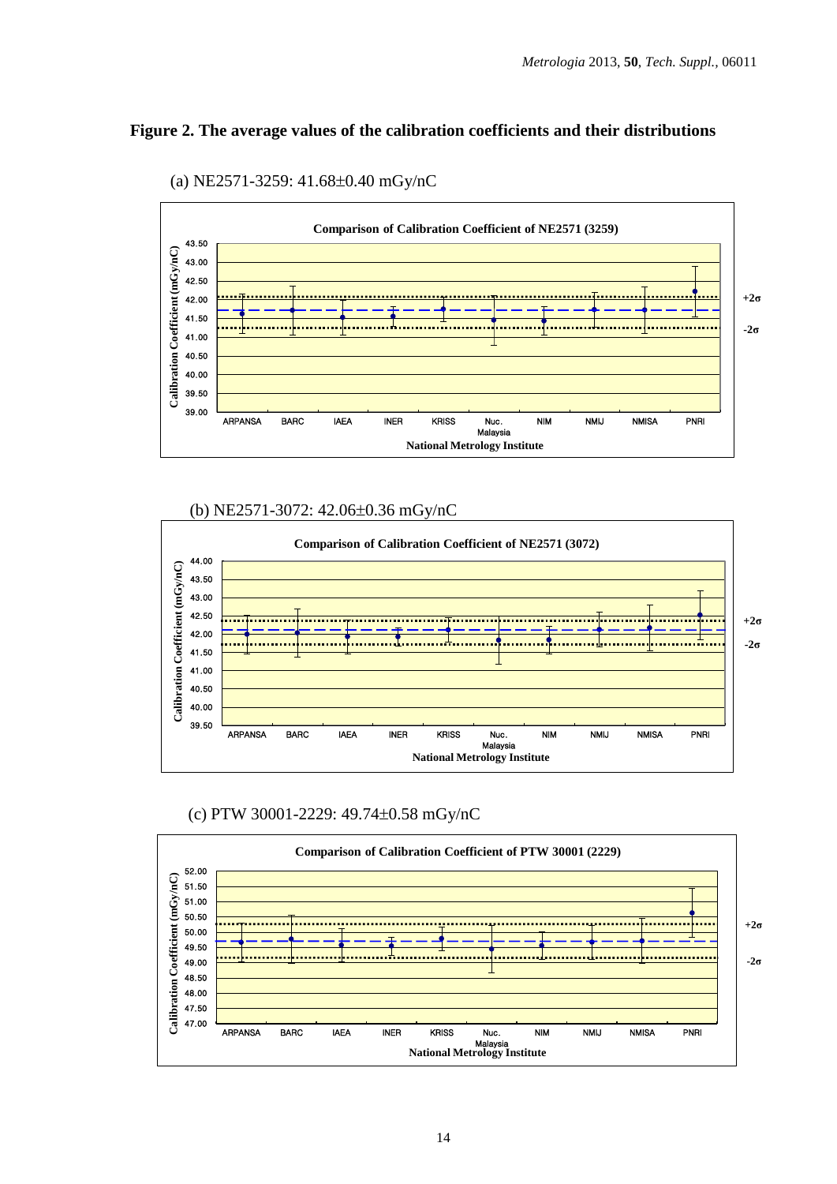**Figure 2. The average values of the calibration coefficients and their distributions**

(a) NE2571-3259: 41.68±0.40 mGy/nC

(b) NE2571-3072: 42.06±0.36 mGy/nC

(c) PTW 30001-2229: 49.74±0.58 mGy/nC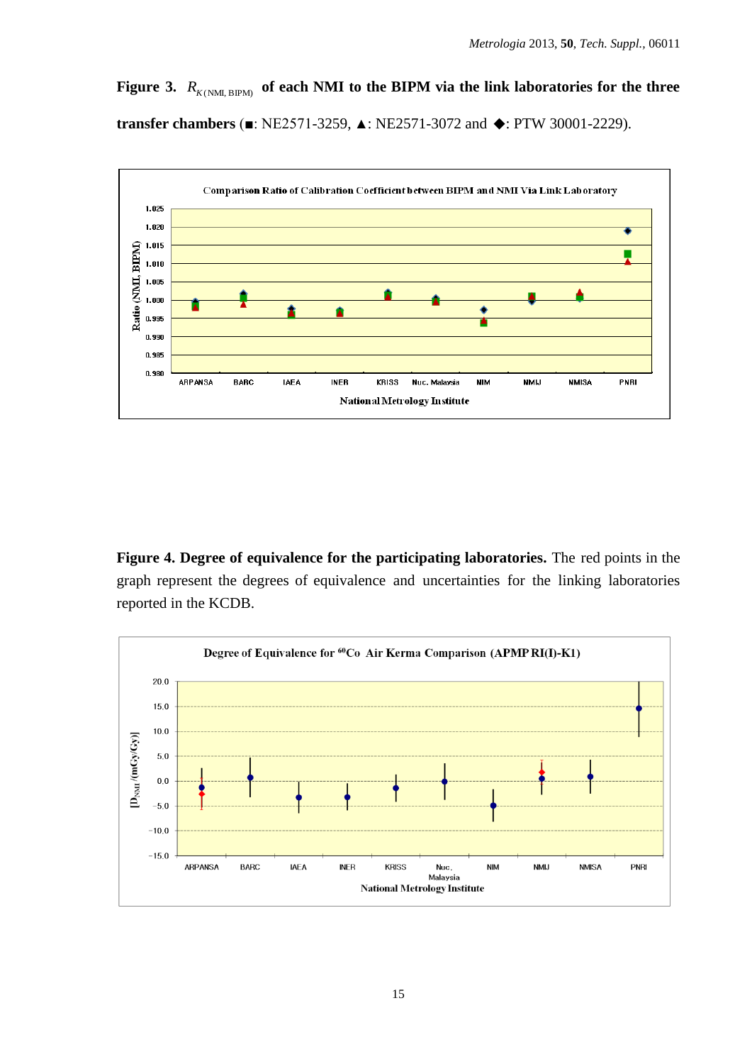**Figure 3.** $R_{K(\text{NMI, BIPM})}$ **of each NMI to the BIPM via the link laboratories for the three transfer chambers** (■: NE2571-3259, ▲: NE2571-3072 and ◆: PTW 30001-2229).

**Figure 4. Degree of equivalence for the participating laboratories.** The red points in the graph represent the degrees of equivalence and uncertainties for the linking laboratories reported in the KCDB.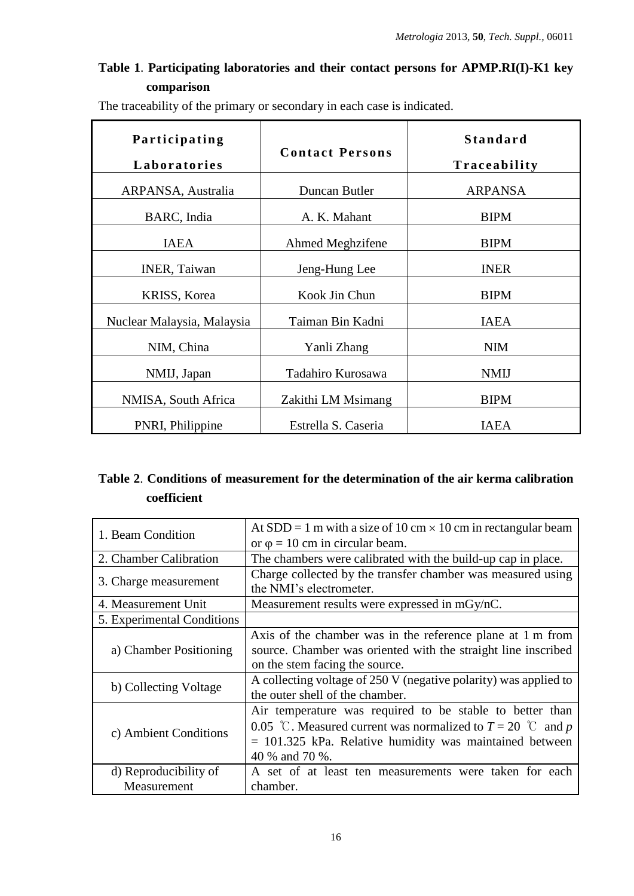**Table 1**. **Participating laboratories and their contact persons for APMP.RI(I)-K1 key comparison**

The traceability of the primary or secondary in each case is indicated.

| Participating Laboratories | Contact Persons | Standard Traceability |
|---|---|---|
| ARPANSA, Australia | Duncan Butler | ARPANSA |
| BARC, India | A. K. Mahant | BIPM |
| IAEA | Ahmed Meghzifene | BIPM |
| INER, Taiwan | Jeng-Hung Lee | INER |
| KRISS, Korea | Kook Jin Chun | BIPM |
| Nuclear Malaysia, Malaysia | Taiman Bin Kadni | IAEA |
| NIM, China | Yanli Zhang | NIM |
| NMIJ, Japan | Tadahiro Kurosawa | NMIJ |
| NMISA, South Africa | Zakithi LM Msimang | BIPM |
| PNRI, Philippine | Estrella S. Caseria | IAEA |

**Table 2**. **Conditions of measurement for the determination of the air kerma calibration coefficient**

| | |
|---|---|
| 1. Beam Condition | At SDD = 1 m with a size of 10 cm $\times$ 10 cm in rectangular beam or $\varphi$ = 10 cm in circular beam. |
| 2. Chamber Calibration | The chambers were calibrated with the build-up cap in place. |
| 3. Charge measurement | Charge collected by the transfer chamber was measured using the NMI's electrometer. |
| 4. Measurement Unit | Measurement results were expressed in mGy/nC. |
| 5. Experimental Conditions | |
| a) Chamber Positioning | Axis of the chamber was in the reference plane at 1 m from source. Chamber was oriented with the straight line inscribed on the stem facing the source. |
| b) Collecting Voltage | A collecting voltage of 250 V (negative polarity) was applied to the outer shell of the chamber. |
| c) Ambient Conditions | Air temperature was required to be stable to better than 0.05 ℃. Measured current was normalized to $T$ = 20 ℃ and $p$ = 101.325 kPa. Relative humidity was maintained between 40 % and 70 %. |
| d) Reproducibility of Measurement | A set of at least ten measurements were taken for each chamber. |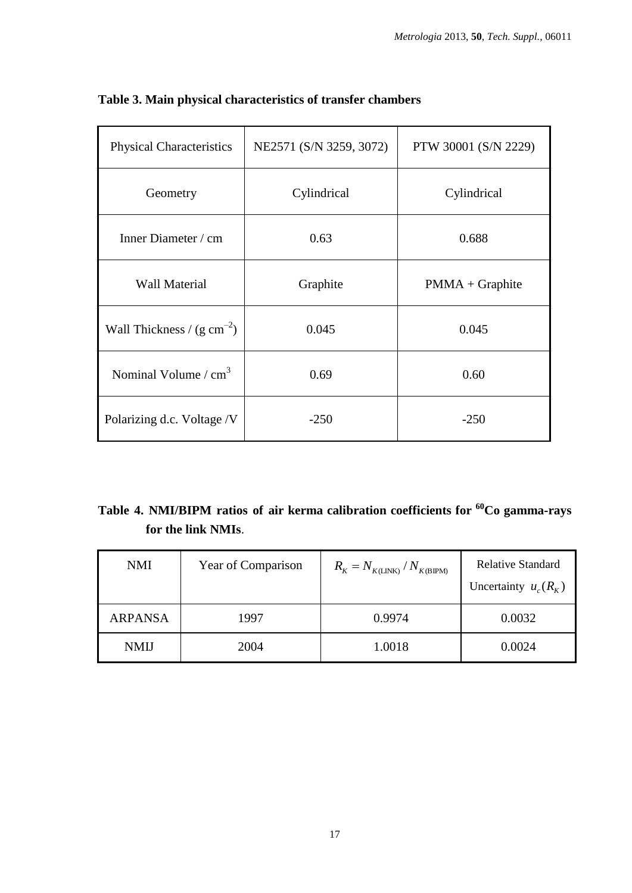**Table 3. Main physical characteristics of transfer chambers**

| Physical Characteristics | NE2571 (S/N 3259, 3072) | PTW 30001 (S/N 2229) |
|---|---|---|
| Geometry | Cylindrical | Cylindrical |
| Inner Diameter / cm | 0.63 | 0.688 |
| Wall Material | Graphite | PMMA + Graphite |
| Wall Thickness / (g cm$^{-2}$) | 0.045 | 0.045 |
| Nominal Volume / cm$^3$ | 0.69 | 0.60 |
| Polarizing d.c. Voltage /V | -250 | -250 |

**Table 4. NMI/BIPM ratios of air kerma calibration coefficients for $^{60}$Co gamma-rays for the link NMIs**.

| NMI | Year of Comparison | $R_K = N_{K(\text{LINK})} / N_{K(\text{BIPM})}$ | Relative Standard Uncertainty $u_c(R_K)$ |
|---|---|---|---|
| ARPANSA | 1997 | 0.9974 | 0.0032 |
| NMIJ | 2004 | 1.0018 | 0.0024 |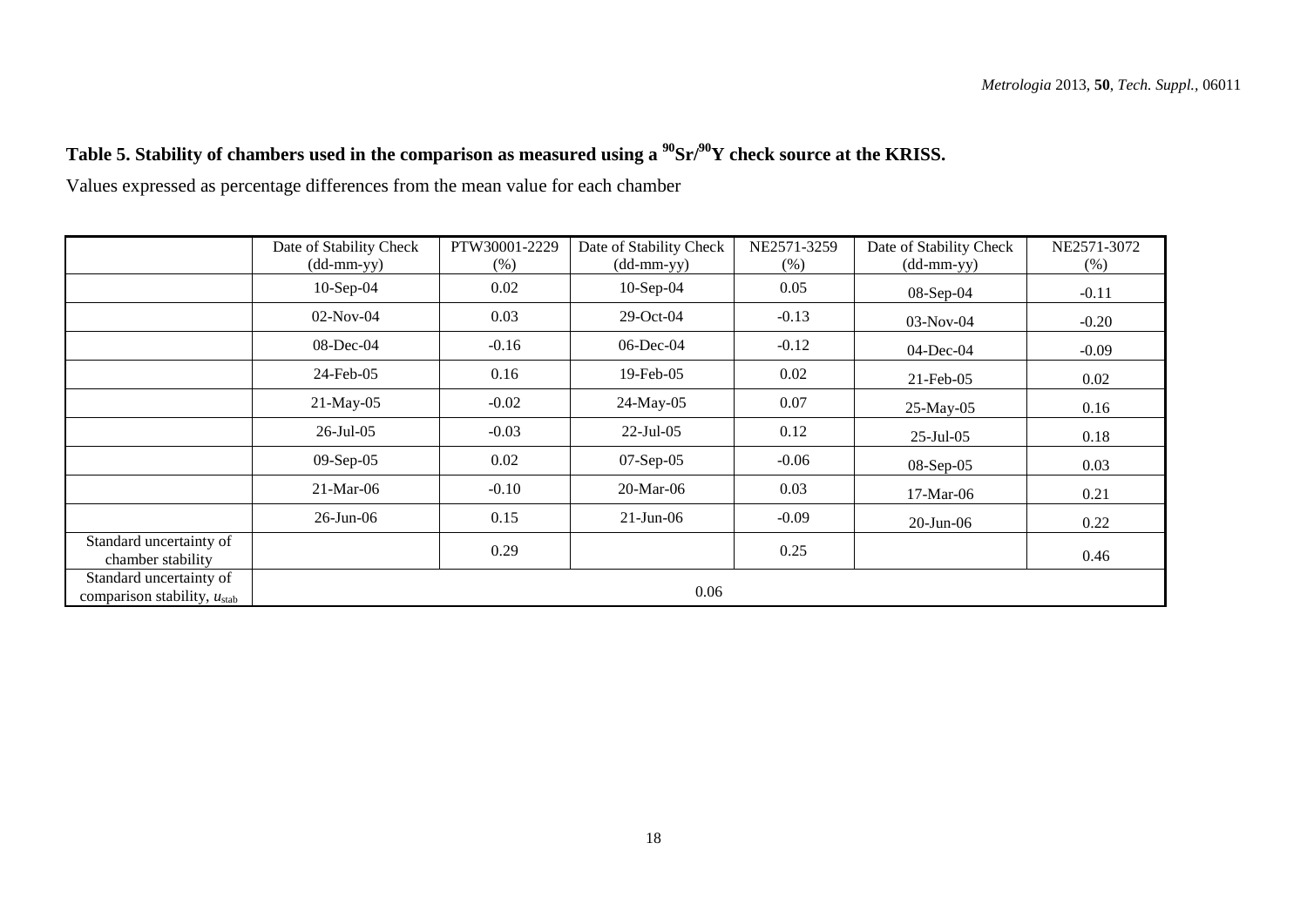**Table 5. Stability of chambers used in the comparison as measured using a $^{90}Sr/^{90}Y$ check source at the KRISS.**

Values expressed as percentage differences from the mean value for each chamber

| | Date of Stability Check (dd-mm-yy) | PTW30001-2229 (%) | Date of Stability Check (dd-mm-yy) | NE2571-3259 (%) | Date of Stability Check (dd-mm-yy) | NE2571-3072 (%) |
|---|---|---|---|---|---|---|
| | 10-Sep-04 | 0.02 | 10-Sep-04 | 0.05 | 08-Sep-04 | -0.11 |
| | 02-Nov-04 | 0.03 | 29-Oct-04 | -0.13 | 03-Nov-04 | -0.20 |
| | 08-Dec-04 | -0.16 | 06-Dec-04 | -0.12 | 04-Dec-04 | -0.09 |
| | 24-Feb-05 | 0.16 | 19-Feb-05 | 0.02 | 21-Feb-05 | 0.02 |
| | 21-May-05 | -0.02 | 24-May-05 | 0.07 | 25-May-05 | 0.16 |
| | 26-Jul-05 | -0.03 | 22-Jul-05 | 0.12 | 25-Jul-05 | 0.18 |
| | 09-Sep-05 | 0.02 | 07-Sep-05 | -0.06 | 08-Sep-05 | 0.03 |
| | 21-Mar-06 | -0.10 | 20-Mar-06 | 0.03 | 17-Mar-06 | 0.21 |
| | 26-Jun-06 | 0.15 | 21-Jun-06 | -0.09 | 20-Jun-06 | 0.22 |
| Standard uncertainty of chamber stability | | 0.29 | | 0.25 | | 0.46 |
| Standard uncertainty of comparison stability, $u_{stab}$ | 0.06 | | | | | |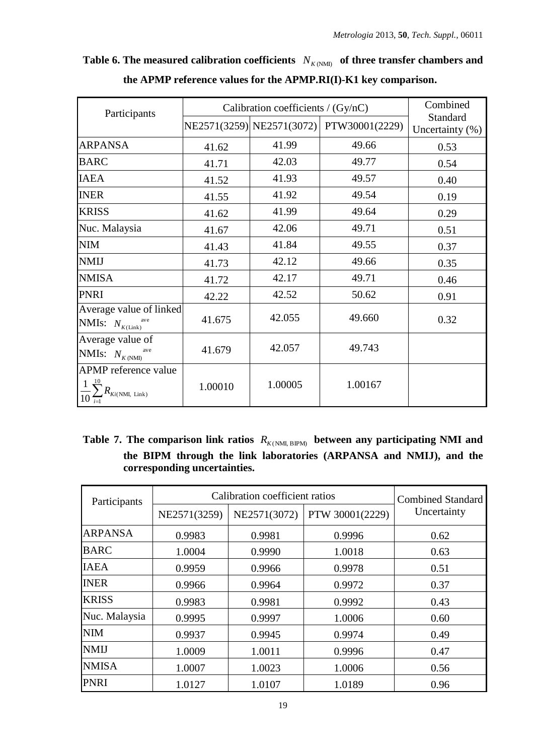**Table 6. The measured calibration coefficients $N_{K\,(\mathrm{NMI})}$ of three transfer chambers and the APMP reference values for the APMP.RI(I)-K1 key comparison.**

| Participants | Calibration coefficients / (Gy/nC) | | | Combined Standard Uncertainty (%) |
|---|---|---|---|---|
| | NE2571(3259) | NE2571(3072) | PTW30001(2229) | |
| ARPANSA | 41.62 | 41.99 | 49.66 | 0.53 |
| BARC | 41.71 | 42.03 | 49.77 | 0.54 |
| IAEA | 41.52 | 41.93 | 49.57 | 0.40 |
| INER | 41.55 | 41.92 | 49.54 | 0.19 |
| KRISS | 41.62 | 41.99 | 49.64 | 0.29 |
| Nuc. Malaysia | 41.67 | 42.06 | 49.71 | 0.51 |
| NIM | 41.43 | 41.84 | 49.55 | 0.37 |
| NMIJ | 41.73 | 42.12 | 49.66 | 0.35 |
| NMISA | 41.72 | 42.17 | 49.71 | 0.46 |
| PNRI | 42.22 | 42.52 | 50.62 | 0.91 |
| Average value of linked NMIs: $N_{K\,(\mathrm{Link})}^{\mathrm{ave}}$ | 41.675 | 42.055 | 49.660 | 0.32 |
| Average value of NMIs: $N_{K\,(\mathrm{NMI})}^{\mathrm{ave}}$ | 41.679 | 42.057 | 49.743 | |
| APMP reference value $\frac{1}{10}\sum_{i=1}^{10} R_{Ki(\mathrm{NMI,\ Link})}$ | 1.00010 | 1.00005 | 1.00167 | |

**Table 7. The comparison link ratios $R_{K\,(\mathrm{NMI,\,BIPM})}$ between any participating NMI and the BIPM through the link laboratories (ARPANSA and NMIJ), and the corresponding uncertainties.**

| Participants | Calibration coefficient ratios | | | Combined Standard Uncertainty |
|---|---|---|---|---|
| | NE2571(3259) | NE2571(3072) | PTW 30001(2229) | |
| ARPANSA | 0.9983 | 0.9981 | 0.9996 | 0.62 |
| BARC | 1.0004 | 0.9990 | 1.0018 | 0.63 |
| IAEA | 0.9959 | 0.9966 | 0.9978 | 0.51 |
| INER | 0.9966 | 0.9964 | 0.9972 | 0.37 |
| KRISS | 0.9983 | 0.9981 | 0.9992 | 0.43 |
| Nuc. Malaysia | 0.9995 | 0.9997 | 1.0006 | 0.60 |
| NIM | 0.9937 | 0.9945 | 0.9974 | 0.49 |
| NMIJ | 1.0009 | 1.0011 | 0.9996 | 0.47 |
| NMISA | 1.0007 | 1.0023 | 1.0006 | 0.56 |
| PNRI | 1.0127 | 1.0107 | 1.0189 | 0.96 |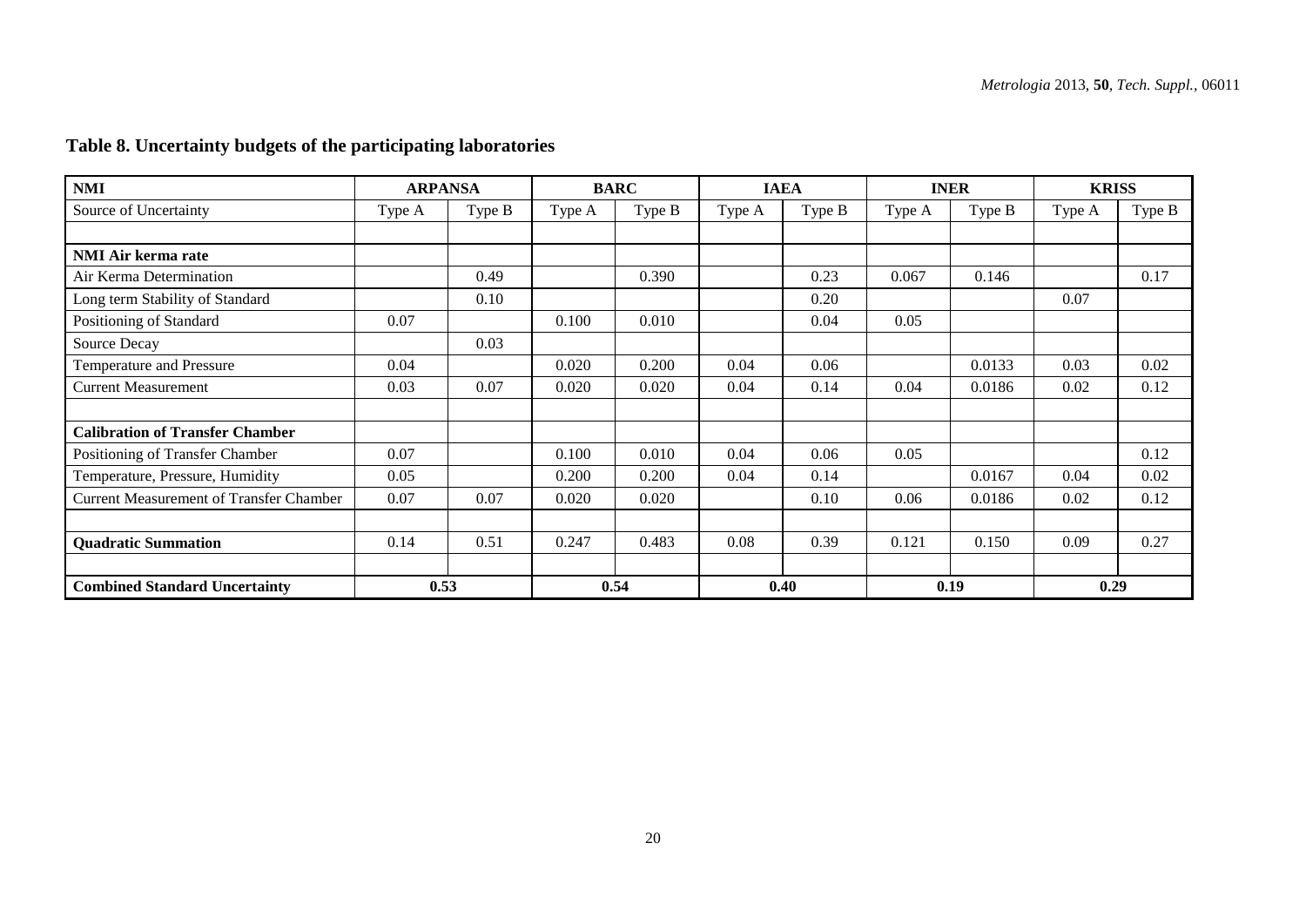**Table 8. Uncertainty budgets of the participating laboratories**

| NMI | ARPANSA | | BARC | | IAEA | | INER | | KRISS | |
|---|---|---|---|---|---|---|---|---|---|---|
| Source of Uncertainty | Type A | Type B | Type A | Type B | Type A | Type B | Type A | Type B | Type A | Type B |
| | | | | | | | | | | |
| **NMI Air kerma rate** | | | | | | | | | | |
| Air Kerma Determination | | 0.49 | | 0.390 | | 0.23 | 0.067 | 0.146 | | 0.17 |
| Long term Stability of Standard | | 0.10 | | | | 0.20 | | | 0.07 | |
| Positioning of Standard | 0.07 | | 0.100 | 0.010 | | 0.04 | 0.05 | | | |
| Source Decay | | 0.03 | | | | | | | | |
| Temperature and Pressure | 0.04 | | 0.020 | 0.200 | 0.04 | 0.06 | | 0.0133 | 0.03 | 0.02 |
| Current Measurement | 0.03 | 0.07 | 0.020 | 0.020 | 0.04 | 0.14 | 0.04 | 0.0186 | 0.02 | 0.12 |
| | | | | | | | | | | |
| **Calibration of Transfer Chamber** | | | | | | | | | | |
| Positioning of Transfer Chamber | 0.07 | | 0.100 | 0.010 | 0.04 | 0.06 | 0.05 | | | 0.12 |
| Temperature, Pressure, Humidity | 0.05 | | 0.200 | 0.200 | 0.04 | 0.14 | | 0.0167 | 0.04 | 0.02 |
| Current Measurement of Transfer Chamber | 0.07 | 0.07 | 0.020 | 0.020 | | 0.10 | 0.06 | 0.0186 | 0.02 | 0.12 |
| | | | | | | | | | | |
| **Quadratic Summation** | 0.14 | 0.51 | 0.247 | 0.483 | 0.08 | 0.39 | 0.121 | 0.150 | 0.09 | 0.27 |
| | | | | | | | | | | |
| **Combined Standard Uncertainty** | **0.53** | | **0.54** | | **0.40** | | **0.19** | | **0.29** | |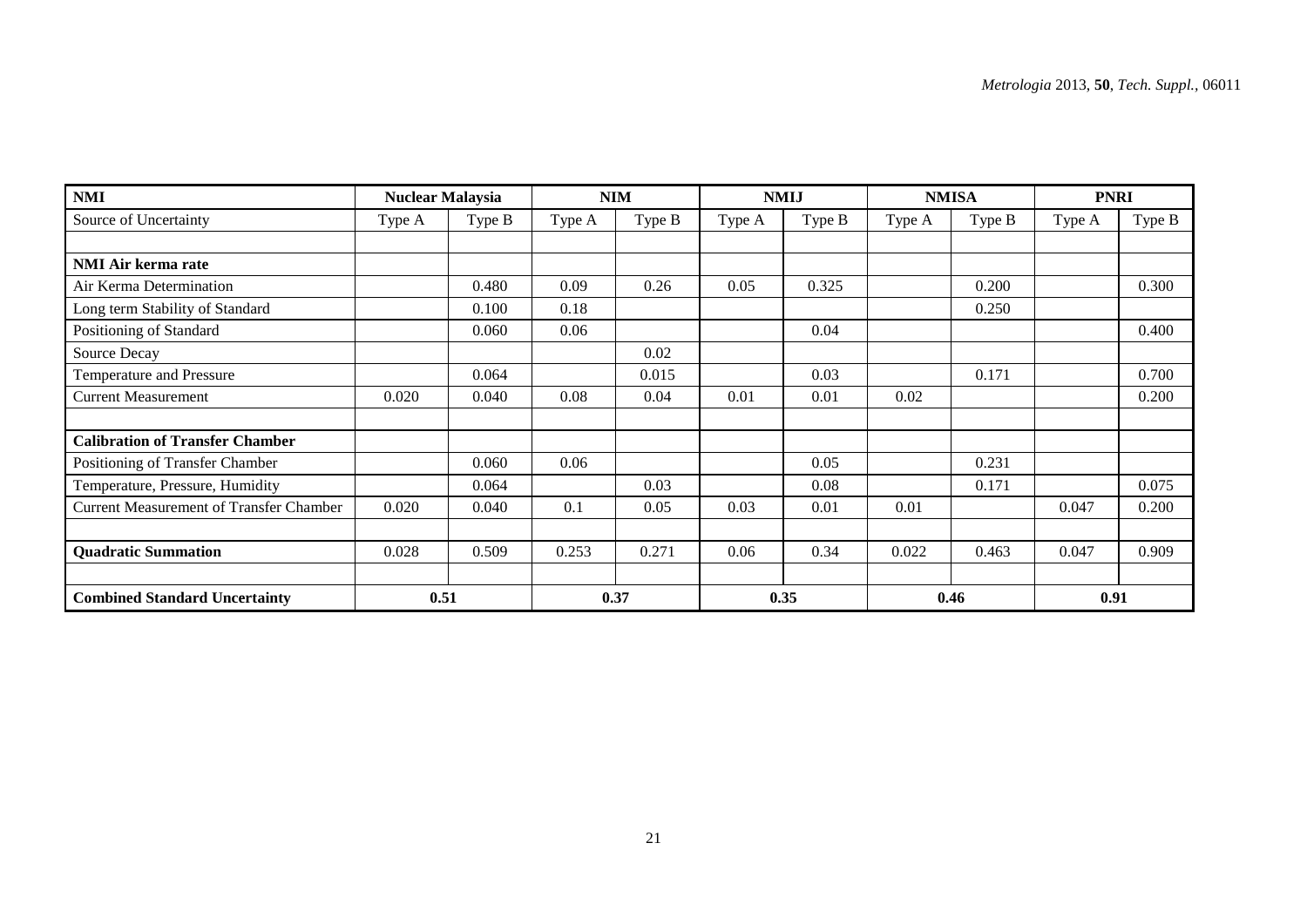| NMI | Nuclear Malaysia | | NIM | | NMIJ | | NMISA | | PNRI | |
|---|---|---|---|---|---|---|---|---|---|---|
| Source of Uncertainty | Type A | Type B | Type A | Type B | Type A | Type B | Type A | Type B | Type A | Type B |
| | | | | | | | | | | |
| **NMI Air kerma rate** | | | | | | | | | | |
| Air Kerma Determination | | 0.480 | 0.09 | 0.26 | 0.05 | 0.325 | | 0.200 | | 0.300 |
| Long term Stability of Standard | | 0.100 | 0.18 | | | | | 0.250 | | |
| Positioning of Standard | | 0.060 | 0.06 | | | 0.04 | | | | 0.400 |
| Source Decay | | | | 0.02 | | | | | | |
| Temperature and Pressure | | 0.064 | | 0.015 | | 0.03 | | 0.171 | | 0.700 |
| Current Measurement | 0.020 | 0.040 | 0.08 | 0.04 | 0.01 | 0.01 | 0.02 | | | 0.200 |
| | | | | | | | | | | |
| **Calibration of Transfer Chamber** | | | | | | | | | | |
| Positioning of Transfer Chamber | | 0.060 | 0.06 | | | 0.05 | | 0.231 | | |
| Temperature, Pressure, Humidity | | 0.064 | | 0.03 | | 0.08 | | 0.171 | | 0.075 |
| Current Measurement of Transfer Chamber | 0.020 | 0.040 | 0.1 | 0.05 | 0.03 | 0.01 | 0.01 | | 0.047 | 0.200 |
| | | | | | | | | | | |
| **Quadratic Summation** | 0.028 | 0.509 | 0.253 | 0.271 | 0.06 | 0.34 | 0.022 | 0.463 | 0.047 | 0.909 |
| | | | | | | | | | | |
| **Combined Standard Uncertainty** | **0.51** | | **0.37** | | **0.35** | | **0.46** | | **0.91** | |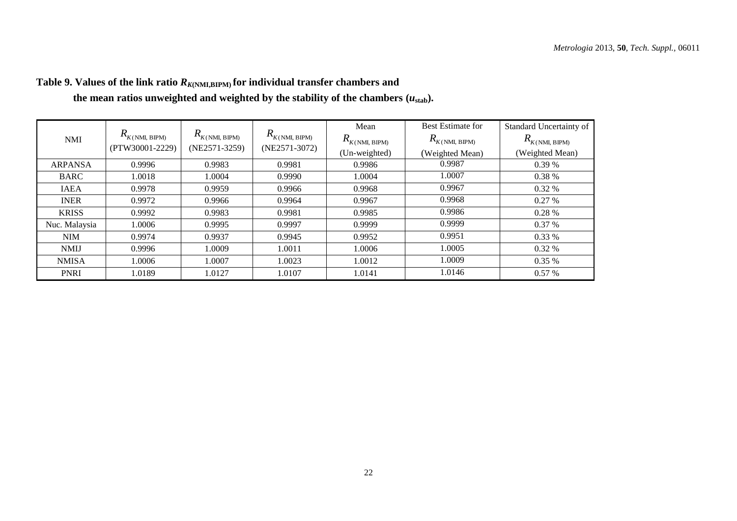**Table 9. Values of the link ratio $R_{K(\mathrm{NMI,BIPM})}$ for individual transfer chambers and the mean ratios unweighted and weighted by the stability of the chambers ($u_{\mathrm{stab}}$).**

| NMI | $R_{K(\mathrm{NMI,\ BIPM})}$ (PTW30001-2229) | $R_{K(\mathrm{NMI,\ BIPM})}$ (NE2571-3259) | $R_{K(\mathrm{NMI,\ BIPM})}$ (NE2571-3072) | Mean $R_{K(\mathrm{NMI,\ BIPM})}$ (Un-weighted) | Best Estimate for $R_{K(\mathrm{NMI,\ BIPM})}$ (Weighted Mean) | Standard Uncertainty of $R_{K(\mathrm{NMI,\ BIPM})}$ (Weighted Mean) |
|---|---|---|---|---|---|---|
| ARPANSA | 0.9996 | 0.9983 | 0.9981 | 0.9986 | 0.9987 | 0.39 % |
| BARC | 1.0018 | 1.0004 | 0.9990 | 1.0004 | 1.0007 | 0.38 % |
| IAEA | 0.9978 | 0.9959 | 0.9966 | 0.9968 | 0.9967 | 0.32 % |
| INER | 0.9972 | 0.9966 | 0.9964 | 0.9967 | 0.9968 | 0.27 % |
| KRISS | 0.9992 | 0.9983 | 0.9981 | 0.9985 | 0.9986 | 0.28 % |
| Nuc. Malaysia | 1.0006 | 0.9995 | 0.9997 | 0.9999 | 0.9999 | 0.37 % |
| NIM | 0.9974 | 0.9937 | 0.9945 | 0.9952 | 0.9951 | 0.33 % |
| NMIJ | 0.9996 | 1.0009 | 1.0011 | 1.0006 | 1.0005 | 0.32 % |
| NMISA | 1.0006 | 1.0007 | 1.0023 | 1.0012 | 1.0009 | 0.35 % |
| PNRI | 1.0189 | 1.0127 | 1.0107 | 1.0141 | 1.0146 | 0.57 % |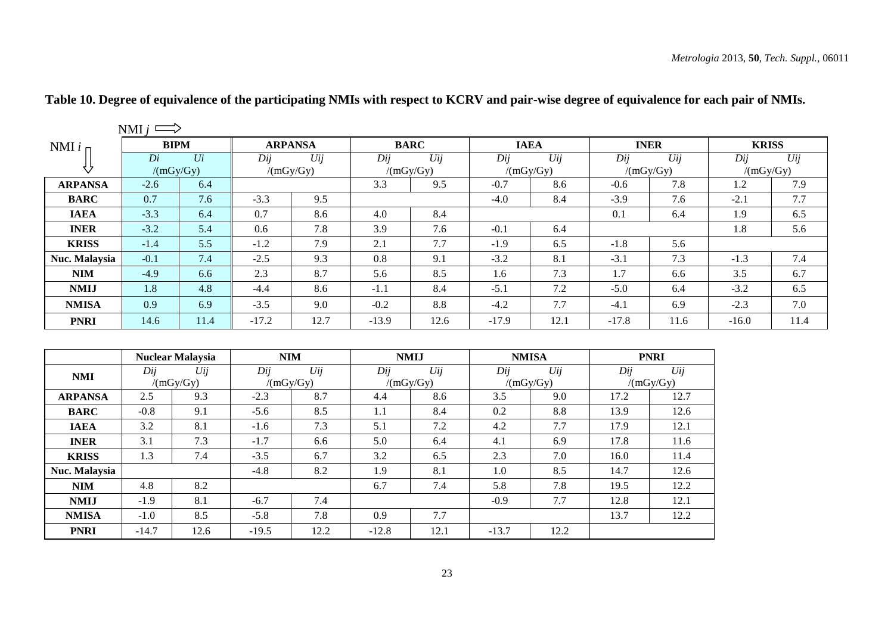**Table 10. Degree of equivalence of the participating NMIs with respect to KCRV and pair-wise degree of equivalence for each pair of NMIs.**

| NMI *i* ⇓ / NMI *j* ⇒ | BIPM | | ARPANSA | | BARC | | IAEA | | INER | | KRISS | |
|---|---|---|---|---|---|---|---|---|---|---|---|---|
| | *Di* /(mGy/Gy) | *Ui* | *Dij* /(mGy/Gy) | *Uij* | *Dij* /(mGy/Gy) | *Uij* | *Dij* /(mGy/Gy) | *Uij* | *Dij* /(mGy/Gy) | *Uij* | *Dij* /(mGy/Gy) | *Uij* |
| **ARPANSA** | -2.6 | 6.4 | | | 3.3 | 9.5 | -0.7 | 8.6 | -0.6 | 7.8 | 1.2 | 7.9 |
| **BARC** | 0.7 | 7.6 | -3.3 | 9.5 | | | -4.0 | 8.4 | -3.9 | 7.6 | -2.1 | 7.7 |
| **IAEA** | -3.3 | 6.4 | 0.7 | 8.6 | 4.0 | 8.4 | | | 0.1 | 6.4 | 1.9 | 6.5 |
| **INER** | -3.2 | 5.4 | 0.6 | 7.8 | 3.9 | 7.6 | -0.1 | 6.4 | | | 1.8 | 5.6 |
| **KRISS** | -1.4 | 5.5 | -1.2 | 7.9 | 2.1 | 7.7 | -1.9 | 6.5 | -1.8 | 5.6 | | |
| **Nuc. Malaysia** | -0.1 | 7.4 | -2.5 | 9.3 | 0.8 | 9.1 | -3.2 | 8.1 | -3.1 | 7.3 | -1.3 | 7.4 |
| **NIM** | -4.9 | 6.6 | 2.3 | 8.7 | 5.6 | 8.5 | 1.6 | 7.3 | 1.7 | 6.6 | 3.5 | 6.7 |
| **NMIJ** | 1.8 | 4.8 | -4.4 | 8.6 | -1.1 | 8.4 | -5.1 | 7.2 | -5.0 | 6.4 | -3.2 | 6.5 |
| **NMISA** | 0.9 | 6.9 | -3.5 | 9.0 | -0.2 | 8.8 | -4.2 | 7.7 | -4.1 | 6.9 | -2.3 | 7.0 |
| **PNRI** | 14.6 | 11.4 | -17.2 | 12.7 | -13.9 | 12.6 | -17.9 | 12.1 | -17.8 | 11.6 | -16.0 | 11.4 |

| NMI | Nuclear Malaysia | | NIM | | NMIJ | | NMISA | | PNRI | |
|---|---|---|---|---|---|---|---|---|---|---|
| | *Dij* /(mGy/Gy) | *Uij* | *Dij* /(mGy/Gy) | *Uij* | *Dij* /(mGy/Gy) | *Uij* | *Dij* /(mGy/Gy) | *Uij* | *Dij* /(mGy/Gy) | *Uij* |
| **ARPANSA** | 2.5 | 9.3 | -2.3 | 8.7 | 4.4 | 8.6 | 3.5 | 9.0 | 17.2 | 12.7 |
| **BARC** | -0.8 | 9.1 | -5.6 | 8.5 | 1.1 | 8.4 | 0.2 | 8.8 | 13.9 | 12.6 |
| **IAEA** | 3.2 | 8.1 | -1.6 | 7.3 | 5.1 | 7.2 | 4.2 | 7.7 | 17.9 | 12.1 |
| **INER** | 3.1 | 7.3 | -1.7 | 6.6 | 5.0 | 6.4 | 4.1 | 6.9 | 17.8 | 11.6 |
| **KRISS** | 1.3 | 7.4 | -3.5 | 6.7 | 3.2 | 6.5 | 2.3 | 7.0 | 16.0 | 11.4 |
| **Nuc. Malaysia** | | | -4.8 | 8.2 | 1.9 | 8.1 | 1.0 | 8.5 | 14.7 | 12.6 |
| **NIM** | 4.8 | 8.2 | | | 6.7 | 7.4 | 5.8 | 7.8 | 19.5 | 12.2 |
| **NMIJ** | -1.9 | 8.1 | -6.7 | 7.4 | | | -0.9 | 7.7 | 12.8 | 12.1 |
| **NMISA** | -1.0 | 8.5 | -5.8 | 7.8 | 0.9 | 7.7 | | | 13.7 | 12.2 |
| **PNRI** | -14.7 | 12.6 | -19.5 | 12.2 | -12.8 | 12.1 | -13.7 | 12.2 | | |